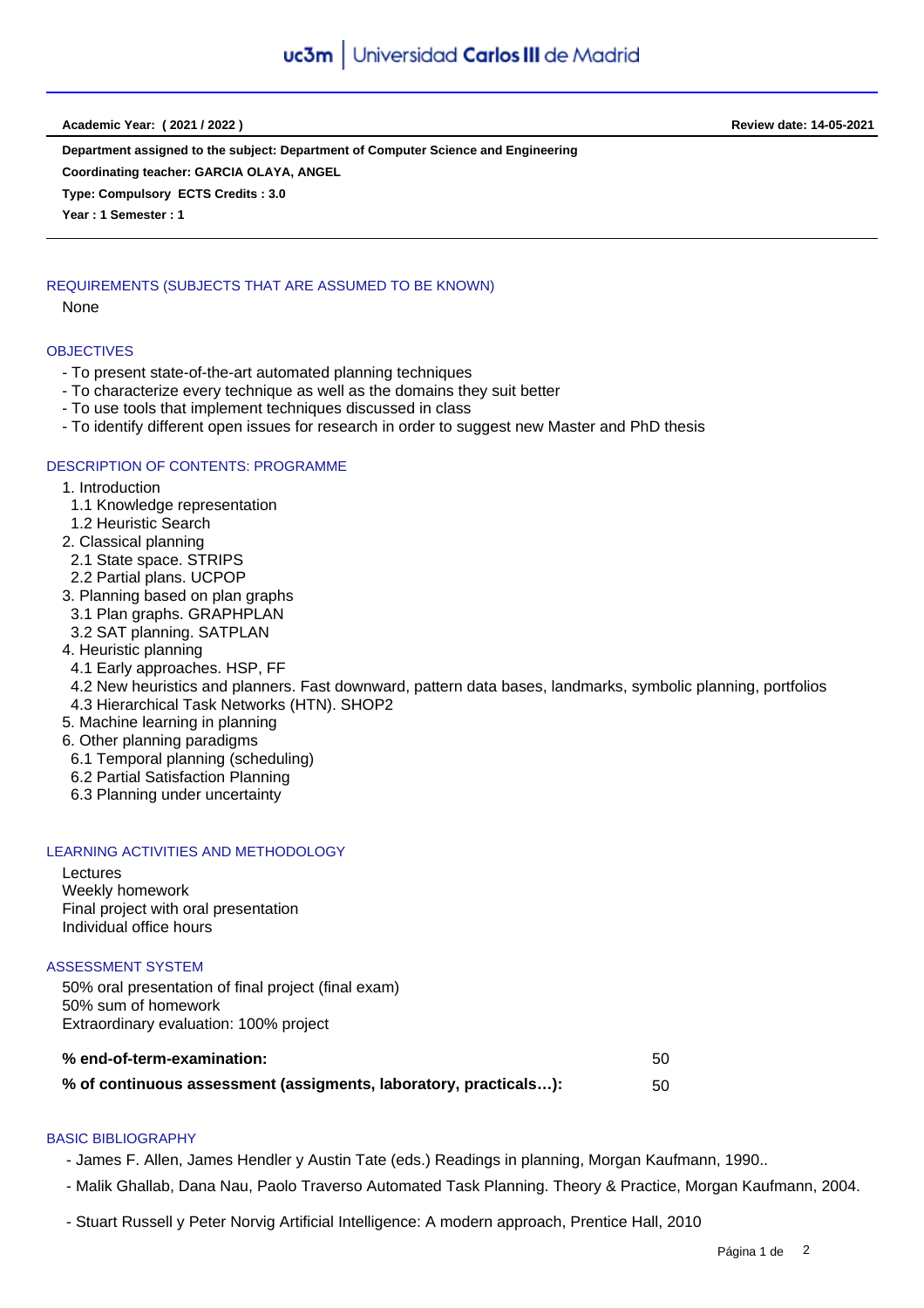# uc3m | Universidad Carlos III de Madrid

**Academic Year: ( 2021 / 2022 )** **Review date: 14-05-2021**

**Department assigned to the subject: Department of Computer Science and Engineering**

**Coordinating teacher: GARCIA OLAYA, ANGEL**

**Type: Compulsory ECTS Credits : 3.0**

**Year : 1 Semester : 1**

## REQUIREMENTS (SUBJECTS THAT ARE ASSUMED TO BE KNOWN)

None

## OBJECTIVES

- To present state-of-the-art automated planning techniques
- To characterize every technique as well as the domains they suit better
- To use tools that implement techniques discussed in class
- To identify different open issues for research in order to suggest new Master and PhD thesis

## DESCRIPTION OF CONTENTS: PROGRAMME

1. Introduction
   1.1 Knowledge representation
   1.2 Heuristic Search
2. Classical planning
   2.1 State space. STRIPS
   2.2 Partial plans. UCPOP
3. Planning based on plan graphs
   3.1 Plan graphs. GRAPHPLAN
   3.2 SAT planning. SATPLAN
4. Heuristic planning
   4.1 Early approaches. HSP, FF
   4.2 New heuristics and planners. Fast downward, pattern data bases, landmarks, symbolic planning, portfolios
   4.3 Hierarchical Task Networks (HTN). SHOP2
5. Machine learning in planning
6. Other planning paradigms
   6.1 Temporal planning (scheduling)
   6.2 Partial Satisfaction Planning
   6.3 Planning under uncertainty

## LEARNING ACTIVITIES AND METHODOLOGY

Lectures
Weekly homework
Final project with oral presentation
Individual office hours

## ASSESSMENT SYSTEM

50% oral presentation of final project (final exam)
50% sum of homework
Extraordinary evaluation: 100% project

| | |
|---|---|
| **% end-of-term-examination:** | 50 |
| **% of continuous assessment (assigments, laboratory, practicals…):** | 50 |

## BASIC BIBLIOGRAPHY

- James F. Allen, James Hendler y Austin Tate (eds.) Readings in planning, Morgan Kaufmann, 1990..
- Malik Ghallab, Dana Nau, Paolo Traverso Automated Task Planning. Theory & Practice, Morgan Kaufmann, 2004.
- Stuart Russell y Peter Norvig Artificial Intelligence: A modern approach, Prentice Hall, 2010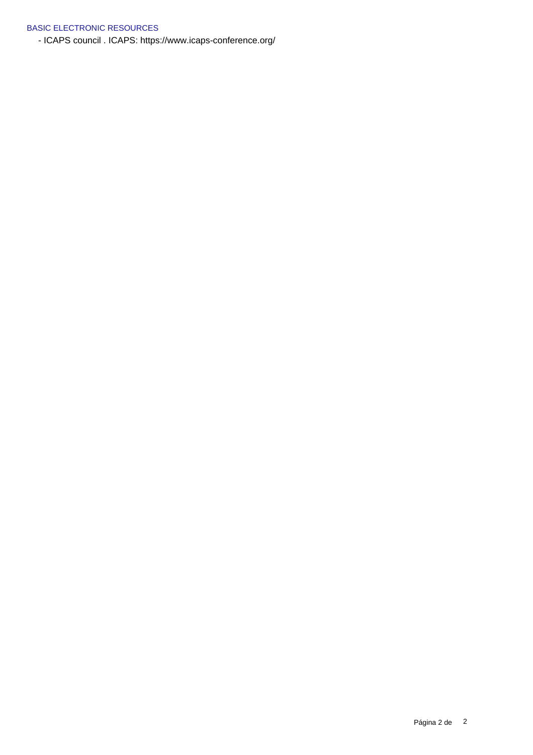### BASIC ELECTRONIC RESOURCES

- ICAPS council . ICAPS: https://www.icaps-conference.org/